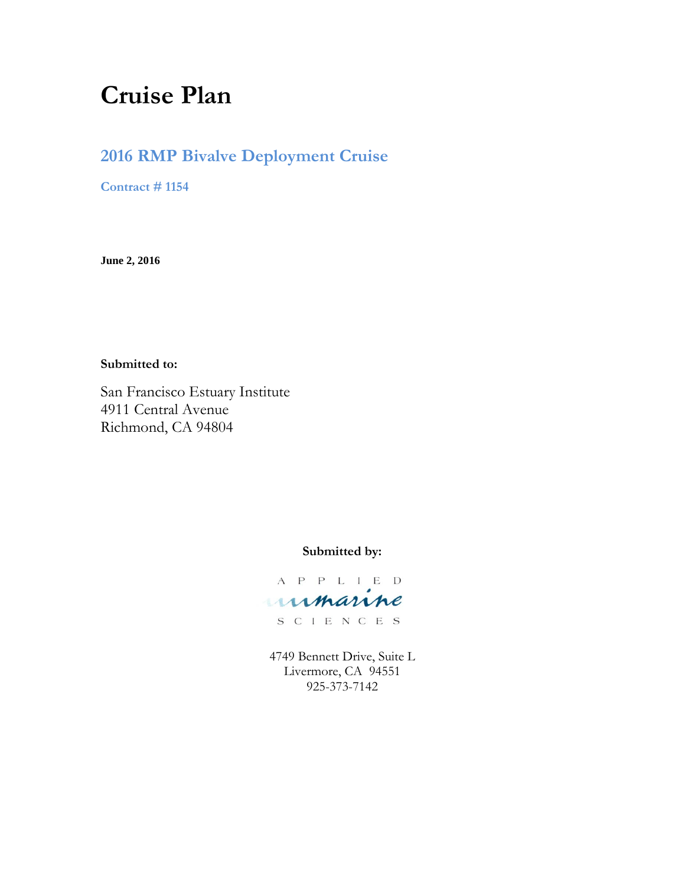# Cruise Plan

## 2016 RMP Bivalve Deployment Cruise

### Contract # 1154

**June 2, 2016**

**Submitted to:**

San Francisco Estuary Institute
4911 Central Avenue
Richmond, CA 94804

**Submitted by:**

APPLIED marine SCIENCES

4749 Bennett Drive, Suite L
Livermore, CA 94551
925-373-7142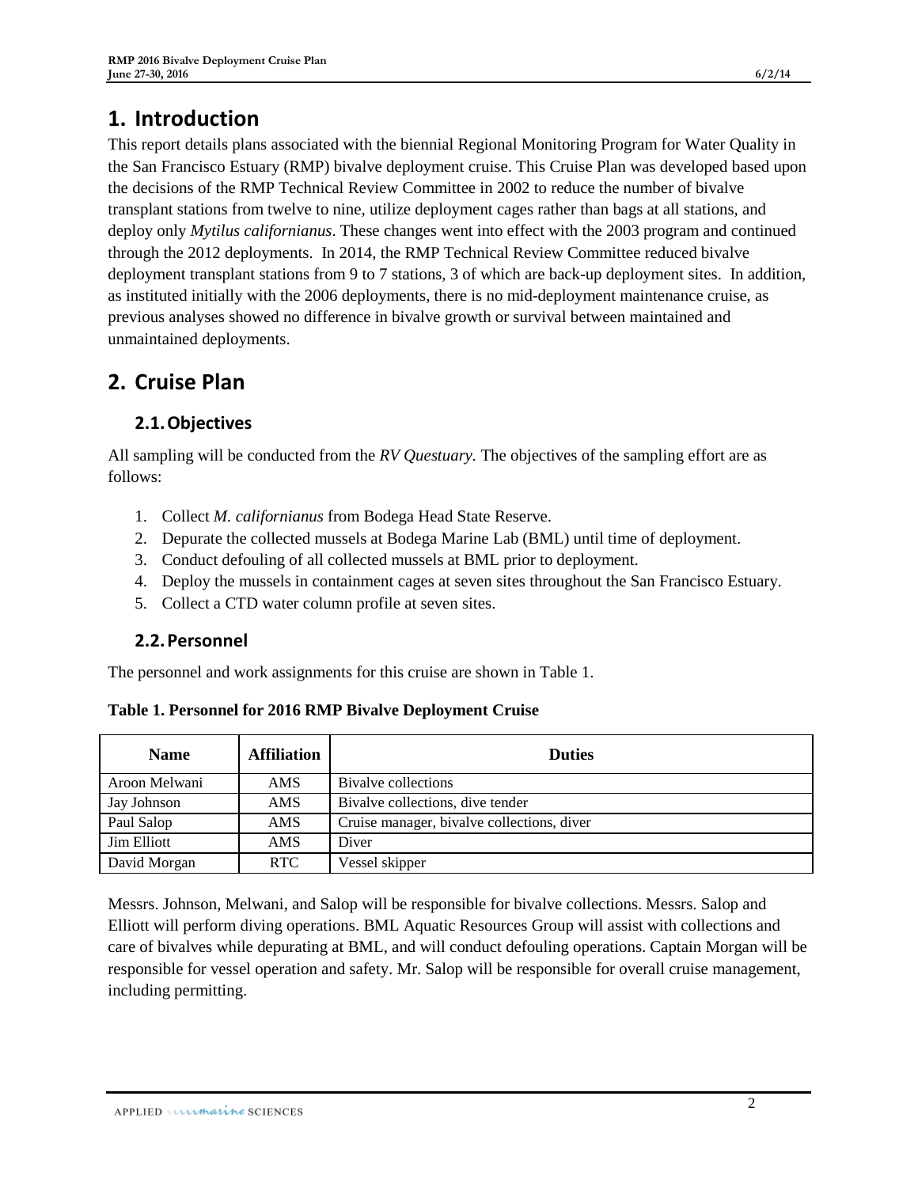# 1. Introduction

This report details plans associated with the biennial Regional Monitoring Program for Water Quality in the San Francisco Estuary (RMP) bivalve deployment cruise. This Cruise Plan was developed based upon the decisions of the RMP Technical Review Committee in 2002 to reduce the number of bivalve transplant stations from twelve to nine, utilize deployment cages rather than bags at all stations, and deploy only *Mytilus californianus*. These changes went into effect with the 2003 program and continued through the 2012 deployments. In 2014, the RMP Technical Review Committee reduced bivalve deployment transplant stations from 9 to 7 stations, 3 of which are back-up deployment sites. In addition, as instituted initially with the 2006 deployments, there is no mid-deployment maintenance cruise, as previous analyses showed no difference in bivalve growth or survival between maintained and unmaintained deployments.

# 2. Cruise Plan

## 2.1. Objectives

All sampling will be conducted from the *RV Questuary.* The objectives of the sampling effort are as follows:

1. Collect *M. californianus* from Bodega Head State Reserve.
2. Depurate the collected mussels at Bodega Marine Lab (BML) until time of deployment.
3. Conduct defouling of all collected mussels at BML prior to deployment.
4. Deploy the mussels in containment cages at seven sites throughout the San Francisco Estuary.
5. Collect a CTD water column profile at seven sites.

## 2.2. Personnel

The personnel and work assignments for this cruise are shown in Table 1.

**Table 1. Personnel for 2016 RMP Bivalve Deployment Cruise**

| Name | Affiliation | Duties |
|---|---|---|
| Aroon Melwani | AMS | Bivalve collections |
| Jay Johnson | AMS | Bivalve collections, dive tender |
| Paul Salop | AMS | Cruise manager, bivalve collections, diver |
| Jim Elliott | AMS | Diver |
| David Morgan | RTC | Vessel skipper |

Messrs. Johnson, Melwani, and Salop will be responsible for bivalve collections. Messrs. Salop and Elliott will perform diving operations. BML Aquatic Resources Group will assist with collections and care of bivalves while depurating at BML, and will conduct defouling operations. Captain Morgan will be responsible for vessel operation and safety. Mr. Salop will be responsible for overall cruise management, including permitting.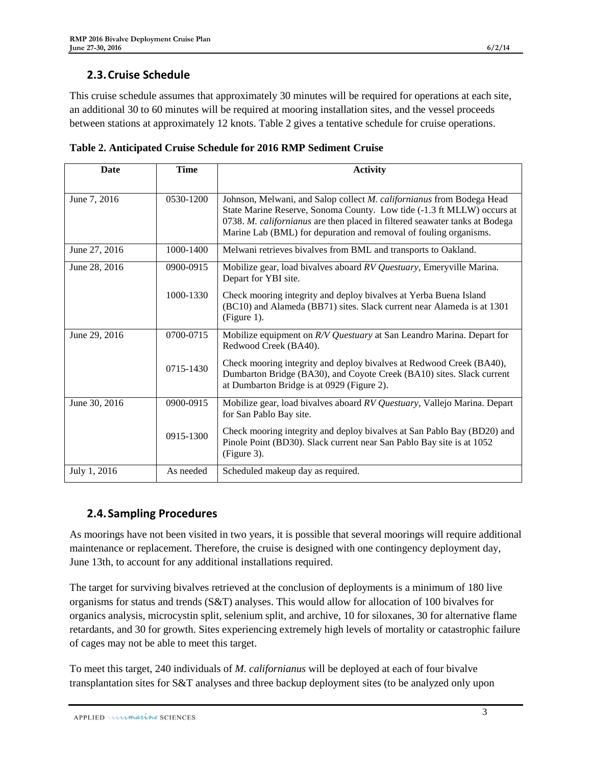## 2.3. Cruise Schedule

This cruise schedule assumes that approximately 30 minutes will be required for operations at each site, an additional 30 to 60 minutes will be required at mooring installation sites, and the vessel proceeds between stations at approximately 12 knots. Table 2 gives a tentative schedule for cruise operations.

**Table 2. Anticipated Cruise Schedule for 2016 RMP Sediment Cruise**

| Date | Time | Activity |
|---|---|---|
| June 7, 2016 | 0530-1200 | Johnson, Melwani, and Salop collect *M. californianus* from Bodega Head State Marine Reserve, Sonoma County. Low tide (-1.3 ft MLLW) occurs at 0738. *M. californianus* are then placed in filtered seawater tanks at Bodega Marine Lab (BML) for depuration and removal of fouling organisms. |
| June 27, 2016 | 1000-1400 | Melwani retrieves bivalves from BML and transports to Oakland. |
| June 28, 2016 | 0900-0915 | Mobilize gear, load bivalves aboard *RV Questuary*, Emeryville Marina. Depart for YBI site. |
| | 1000-1330 | Check mooring integrity and deploy bivalves at Yerba Buena Island (BC10) and Alameda (BB71) sites. Slack current near Alameda is at 1301 (Figure 1). |
| June 29, 2016 | 0700-0715 | Mobilize equipment on *R/V Questuary* at San Leandro Marina. Depart for Redwood Creek (BA40). |
| | 0715-1430 | Check mooring integrity and deploy bivalves at Redwood Creek (BA40), Dumbarton Bridge (BA30), and Coyote Creek (BA10) sites. Slack current at Dumbarton Bridge is at 0929 (Figure 2). |
| June 30, 2016 | 0900-0915 | Mobilize gear, load bivalves aboard *RV Questuary*, Vallejo Marina. Depart for San Pablo Bay site. |
| | 0915-1300 | Check mooring integrity and deploy bivalves at San Pablo Bay (BD20) and Pinole Point (BD30). Slack current near San Pablo Bay site is at 1052 (Figure 3). |
| July 1, 2016 | As needed | Scheduled makeup day as required. |

## 2.4. Sampling Procedures

As moorings have not been visited in two years, it is possible that several moorings will require additional maintenance or replacement. Therefore, the cruise is designed with one contingency deployment day, June 13th, to account for any additional installations required.

The target for surviving bivalves retrieved at the conclusion of deployments is a minimum of 180 live organisms for status and trends (S&T) analyses. This would allow for allocation of 100 bivalves for organics analysis, microcystin split, selenium split, and archive, 10 for siloxanes, 30 for alternative flame retardants, and 30 for growth. Sites experiencing extremely high levels of mortality or catastrophic failure of cages may not be able to meet this target.

To meet this target, 240 individuals of *M. californianus* will be deployed at each of four bivalve transplantation sites for S&T analyses and three backup deployment sites (to be analyzed only upon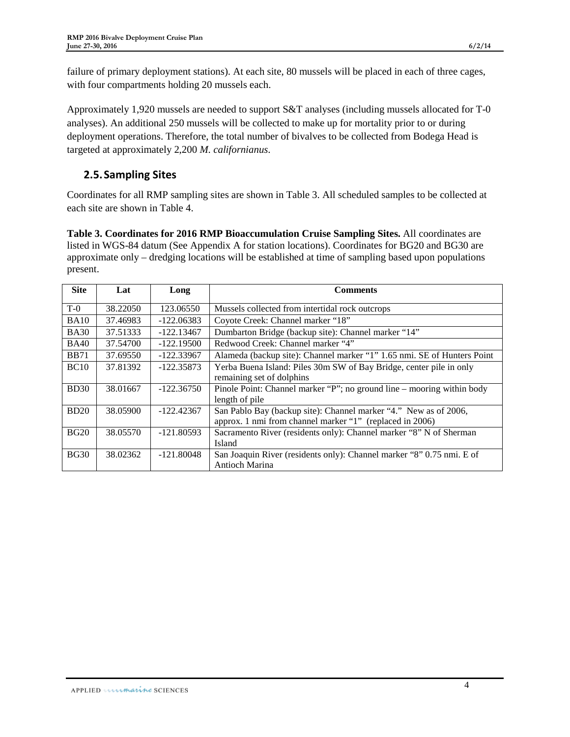failure of primary deployment stations). At each site, 80 mussels will be placed in each of three cages, with four compartments holding 20 mussels each.

Approximately 1,920 mussels are needed to support S&T analyses (including mussels allocated for T-0 analyses). An additional 250 mussels will be collected to make up for mortality prior to or during deployment operations. Therefore, the total number of bivalves to be collected from Bodega Head is targeted at approximately 2,200 *M. californianus*.

## 2.5. Sampling Sites

Coordinates for all RMP sampling sites are shown in Table 3. All scheduled samples to be collected at each site are shown in Table 4.

**Table 3. Coordinates for 2016 RMP Bioaccumulation Cruise Sampling Sites.** All coordinates are listed in WGS-84 datum (See Appendix A for station locations). Coordinates for BG20 and BG30 are approximate only – dredging locations will be established at time of sampling based upon populations present.

| Site | Lat | Long | Comments |
|---|---|---|---|
| T-0 | 38.22050 | 123.06550 | Mussels collected from intertidal rock outcrops |
| BA10 | 37.46983 | -122.06383 | Coyote Creek: Channel marker "18" |
| BA30 | 37.51333 | -122.13467 | Dumbarton Bridge (backup site): Channel marker "14" |
| BA40 | 37.54700 | -122.19500 | Redwood Creek: Channel marker "4" |
| BB71 | 37.69550 | -122.33967 | Alameda (backup site): Channel marker "1" 1.65 nmi. SE of Hunters Point |
| BC10 | 37.81392 | -122.35873 | Yerba Buena Island: Piles 30m SW of Bay Bridge, center pile in only remaining set of dolphins |
| BD30 | 38.01667 | -122.36750 | Pinole Point: Channel marker "P"; no ground line – mooring within body length of pile |
| BD20 | 38.05900 | -122.42367 | San Pablo Bay (backup site): Channel marker "4." New as of 2006, approx. 1 nmi from channel marker "1" (replaced in 2006) |
| BG20 | 38.05570 | -121.80593 | Sacramento River (residents only): Channel marker "8" N of Sherman Island |
| BG30 | 38.02362 | -121.80048 | San Joaquin River (residents only): Channel marker "8" 0.75 nmi. E of Antioch Marina |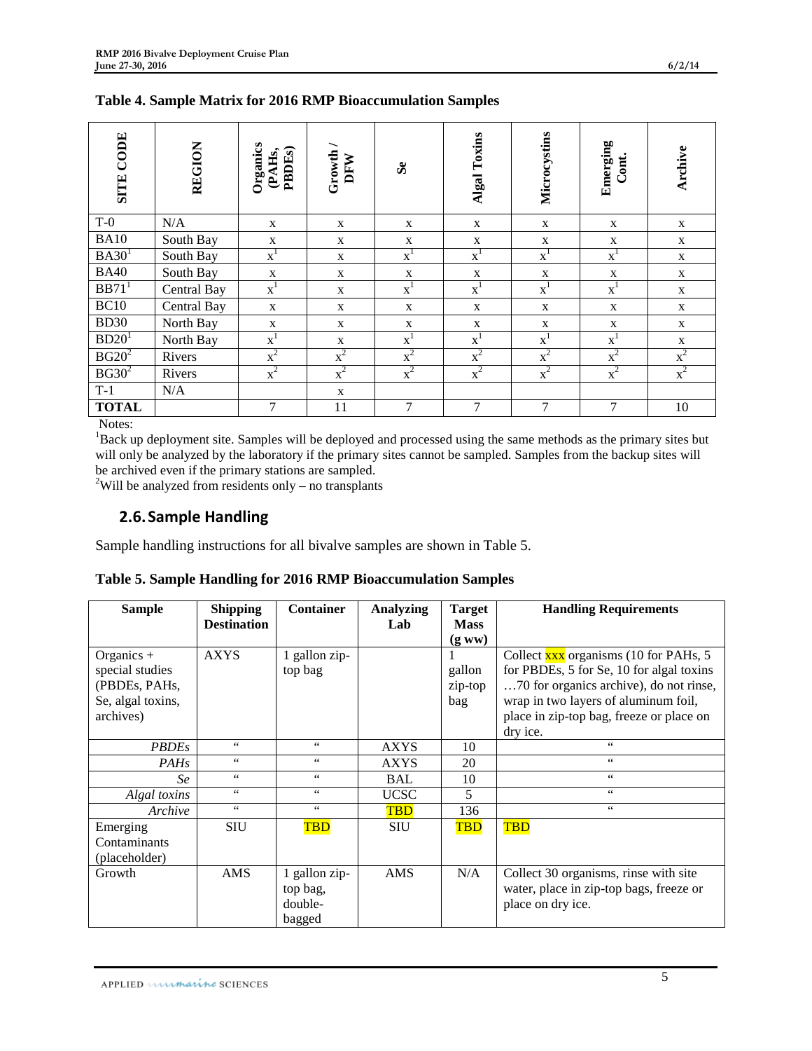**Table 4. Sample Matrix for 2016 RMP Bioaccumulation Samples**

| SITE CODE | REGION | Organics (PAHs, PBDEs) | Growth / DFW | Se | Algal Toxins | Microcystins | Emerging Cont. | Archive |
|---|---|---|---|---|---|---|---|---|
| T-0 | N/A | x | x | x | x | x | x | x |
| BA10 | South Bay | x | x | x | x | x | x | x |
| BA30[1] | South Bay | x[1] | x | x[1] | x[1] | x[1] | x[1] | x |
| BA40 | South Bay | x | x | x | x | x | x | x |
| BB71[1] | Central Bay | x[1] | x | x[1] | x[1] | x[1] | x[1] | x |
| BC10 | Central Bay | x | x | x | x | x | x | x |
| BD30 | North Bay | x | x | x | x | x | x | x |
| BD20[1] | North Bay | x[1] | x | x[1] | x[1] | x[1] | x[1] | x |
| BG20[2] | Rivers | x[2] | x[2] | x[2] | x[2] | x[2] | x[2] | x[2] |
| BG30[2] | Rivers | x[2] | x[2] | x[2] | x[2] | x[2] | x[2] | x[2] |
| T-1 | N/A | | x | | | | | |
| **TOTAL** | | 7 | 11 | 7 | 7 | 7 | 7 | 10 |

Notes:
[1]Back up deployment site. Samples will be deployed and processed using the same methods as the primary sites but will only be analyzed by the laboratory if the primary sites cannot be sampled. Samples from the backup sites will be archived even if the primary stations are sampled.
[2]Will be analyzed from residents only – no transplants

## 2.6. Sample Handling

Sample handling instructions for all bivalve samples are shown in Table 5.

**Table 5. Sample Handling for 2016 RMP Bioaccumulation Samples**

| Sample | Shipping Destination | Container | Analyzing Lab | Target Mass (g ww) | Handling Requirements |
|---|---|---|---|---|---|
| Organics + special studies (PBDEs, PAHs, Se, algal toxins, archives) | AXYS | 1 gallon zip-top bag | | 1 gallon zip-top bag | Collect xxx organisms (10 for PAHs, 5 for PBDEs, 5 for algal toxins …70 for organics archive), do not rinse, wrap in two layers of aluminum foil, place in zip-top bag, freeze or place on dry ice. |
| *PBDEs* | " | " | AXYS | 10 | " |
| *PAHs* | " | " | AXYS | 20 | " |
| *Se* | " | " | BAL | 10 | " |
| *Algal toxins* | " | " | UCSC | 5 | " |
| *Archive* | " | " | TBD | 136 | " |
| Emerging Contaminants (placeholder) | SIU | TBD | SIU | TBD | TBD |
| Growth | AMS | 1 gallon zip-top bag, double-bagged | AMS | N/A | Collect 30 organisms, rinse with site water, place in zip-top bags, freeze or place on dry ice. |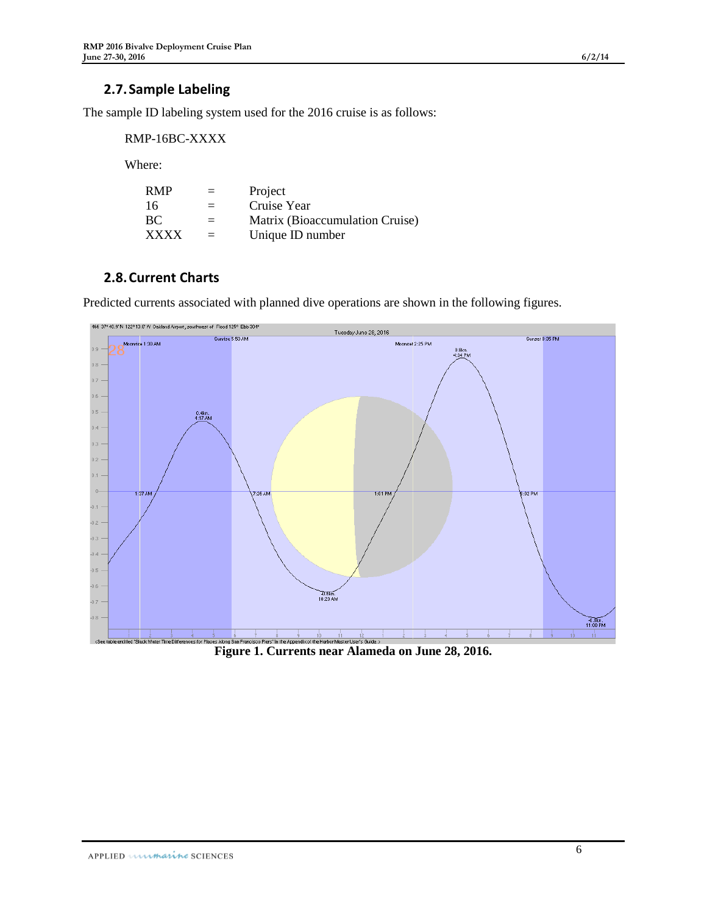## 2.7. Sample Labeling

The sample ID labeling system used for the 2016 cruise is as follows:

RMP-16BC-XXXX

Where:

| | | |
|---|---|---|
| RMP | = | Project |
| 16 | = | Cruise Year |
| BC | = | Matrix (Bioaccumulation Cruise) |
| XXXX | = | Unique ID number |

## 2.8. Current Charts

Predicted currents associated with planned dive operations are shown in the following figures.

**Figure 1. Currents near Alameda on June 28, 2016.**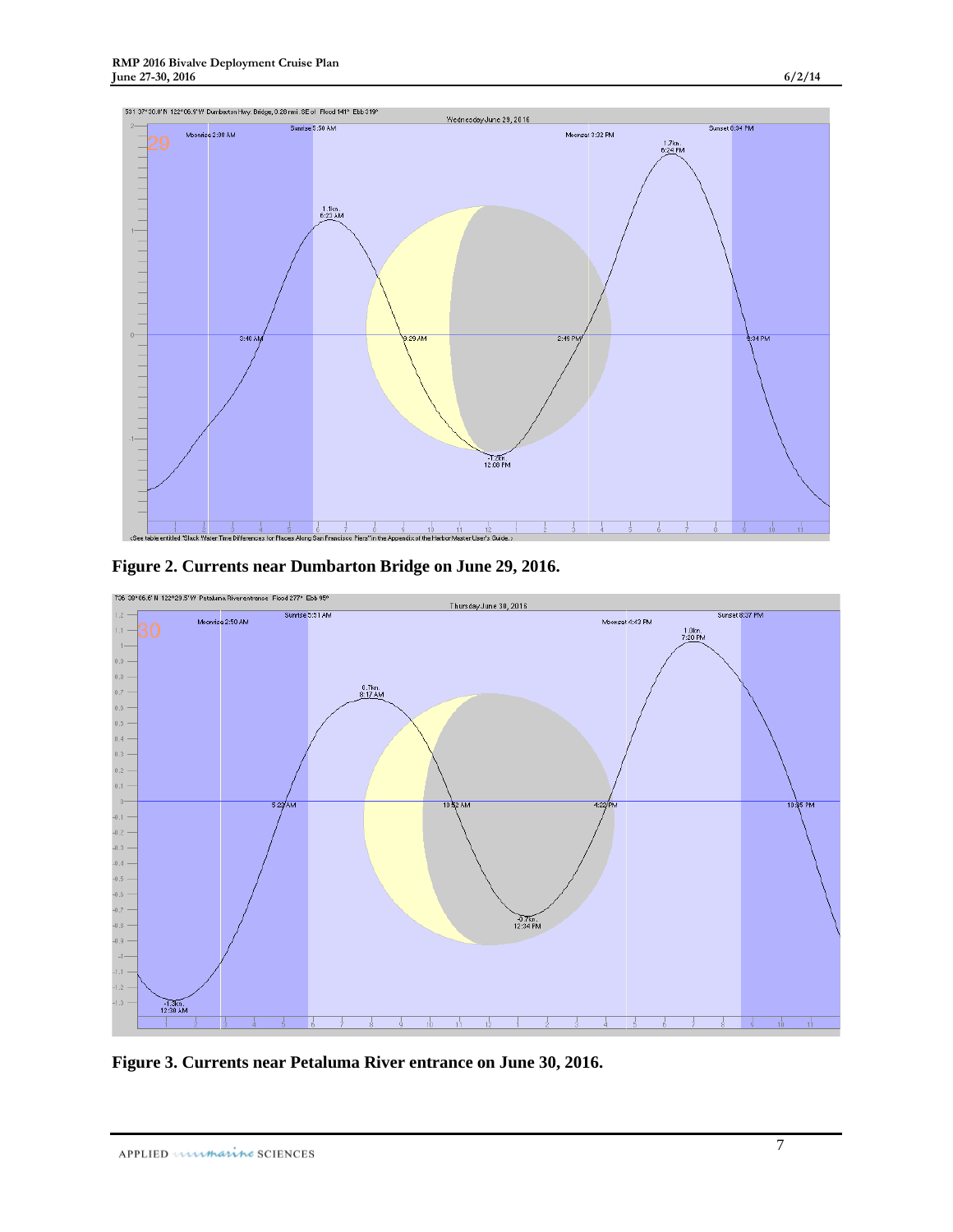Figure 2. Currents near Dumbarton Bridge on June 29, 2016.

Figure 3. Currents near Petaluma River entrance on June 30, 2016.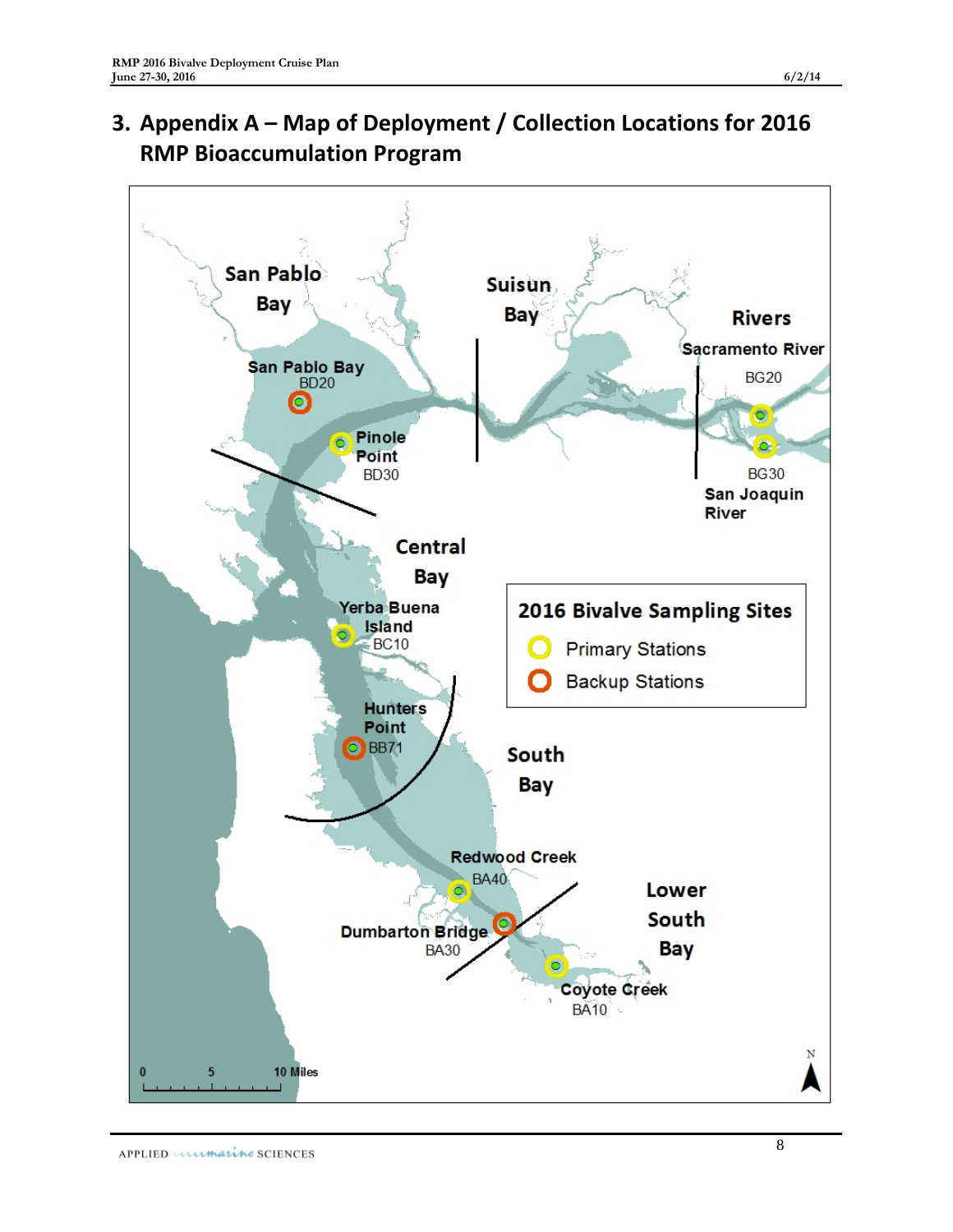## 3. Appendix A – Map of Deployment / Collection Locations for 2016 RMP Bioaccumulation Program

San Pablo Bay

Suisun Bay

Rivers

Sacramento River

BG20

San Pablo Bay
BD20

Pinole Point
BD30

BG30

San Joaquin River

Central Bay

Yerba Buena Island
BC10

2016 Bivalve Sampling Sites

Primary Stations

Backup Stations

Hunters Point
BB71

South Bay

Redwood Creek
BA40

Lower South Bay

Dumbarton Bridge
BA30

Coyote Creek
BA10

0 5 10 Miles

N